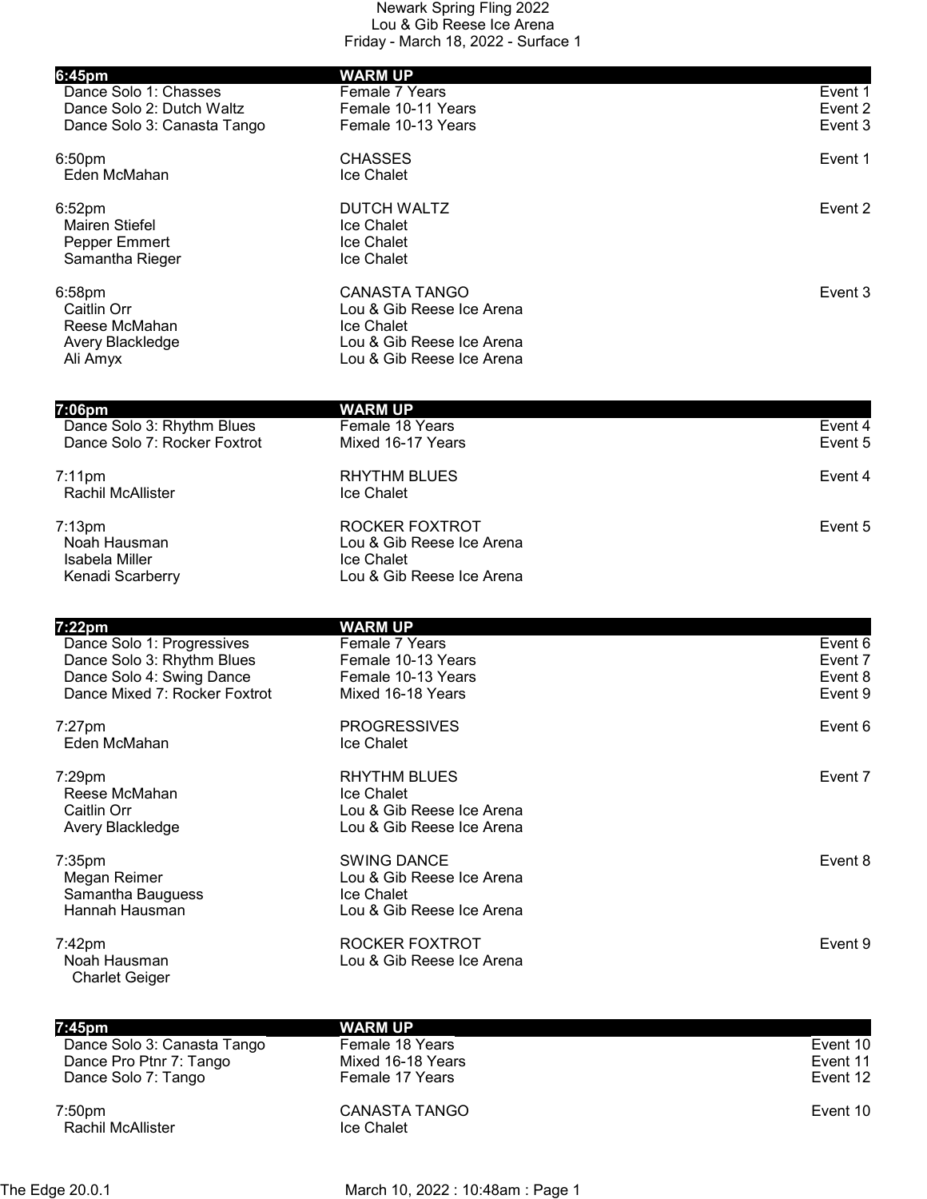# Newark Spring Fling 2022

Lou & Gib Reese Ice Arena

Friday - March 18, 2022 - Surface 1

| **6:45pm** | **WARM UP** | |
|---|---|---|
| Dance Solo 1: Chasses | Female 7 Years | Event 1 |
| Dance Solo 2: Dutch Waltz | Female 10-11 Years | Event 2 |
| Dance Solo 3: Canasta Tango | Female 10-13 Years | Event 3 |

| 6:50pm | CHASSES | Event 1 |
|---|---|---|
| Eden McMahan | Ice Chalet | |

| 6:52pm | DUTCH WALTZ | Event 2 |
|---|---|---|
| Mairen Stiefel | Ice Chalet | |
| Pepper Emmert | Ice Chalet | |
| Samantha Rieger | Ice Chalet | |

| 6:58pm | CANASTA TANGO | Event 3 |
|---|---|---|
| Caitlin Orr | Lou & Gib Reese Ice Arena | |
| Reese McMahan | Ice Chalet | |
| Avery Blackledge | Lou & Gib Reese Ice Arena | |
| Ali Amyx | Lou & Gib Reese Ice Arena | |

| **7:06pm** | **WARM UP** | |
|---|---|---|
| Dance Solo 3: Rhythm Blues | Female 18 Years | Event 4 |
| Dance Solo 7: Rocker Foxtrot | Mixed 16-17 Years | Event 5 |

| 7:11pm | RHYTHM BLUES | Event 4 |
|---|---|---|
| Rachil McAllister | Ice Chalet | |

| 7:13pm | ROCKER FOXTROT | Event 5 |
|---|---|---|
| Noah Hausman | Lou & Gib Reese Ice Arena | |
| Isabela Miller | Ice Chalet | |
| Kenadi Scarberry | Lou & Gib Reese Ice Arena | |

| **7:22pm** | **WARM UP** | |
|---|---|---|
| Dance Solo 1: Progressives | Female 7 Years | Event 6 |
| Dance Solo 3: Rhythm Blues | Female 10-13 Years | Event 7 |
| Dance Solo 4: Swing Dance | Female 10-13 Years | Event 8 |
| Dance Mixed 7: Rocker Foxtrot | Mixed 16-18 Years | Event 9 |

| 7:27pm | PROGRESSIVES | Event 6 |
|---|---|---|
| Eden McMahan | Ice Chalet | |

| 7:29pm | RHYTHM BLUES | Event 7 |
|---|---|---|
| Reese McMahan | Ice Chalet | |
| Caitlin Orr | Lou & Gib Reese Ice Arena | |
| Avery Blackledge | Lou & Gib Reese Ice Arena | |

| 7:35pm | SWING DANCE | Event 8 |
|---|---|---|
| Megan Reimer | Lou & Gib Reese Ice Arena | |
| Samantha Bauguess | Ice Chalet | |
| Hannah Hausman | Lou & Gib Reese Ice Arena | |

| 7:42pm | ROCKER FOXTROT | Event 9 |
|---|---|---|
| Noah Hausman | Lou & Gib Reese Ice Arena | |
| Charlet Geiger | | |

| **7:45pm** | **WARM UP** | |
|---|---|---|
| Dance Solo 3: Canasta Tango | Female 18 Years | Event 10 |
| Dance Pro Ptnr 7: Tango | Mixed 16-18 Years | Event 11 |
| Dance Solo 7: Tango | Female 17 Years | Event 12 |

| 7:50pm | CANASTA TANGO | Event 10 |
|---|---|---|
| Rachil McAllister | Ice Chalet | |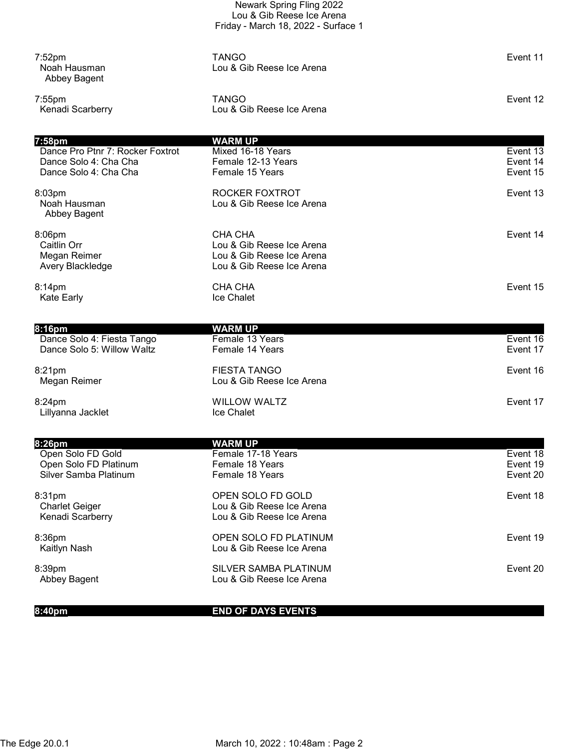| Time | Event / Name | Club / Category | Event # |
|---|---|---|---|
| 7:52pm | TANGO | | Event 11 |
| | Noah Hausman / Abbey Bagent | Lou & Gib Reese Ice Arena | |
| 7:55pm | TANGO | | Event 12 |
| | Kenadi Scarberry | Lou & Gib Reese Ice Arena | |
| **7:58pm** | **WARM UP** | | |
| | Dance Pro Ptnr 7: Rocker Foxtrot | Mixed 16-18 Years | Event 13 |
| | Dance Solo 4: Cha Cha | Female 12-13 Years | Event 14 |
| | Dance Solo 4: Cha Cha | Female 15 Years | Event 15 |
| 8:03pm | ROCKER FOXTROT | | Event 13 |
| | Noah Hausman / Abbey Bagent | Lou & Gib Reese Ice Arena | |
| 8:06pm | CHA CHA | | Event 14 |
| | Caitlin Orr | Lou & Gib Reese Ice Arena | |
| | Megan Reimer | Lou & Gib Reese Ice Arena | |
| | Avery Blackledge | Lou & Gib Reese Ice Arena | |
| 8:14pm | CHA CHA | | Event 15 |
| | Kate Early | Ice Chalet | |
| **8:16pm** | **WARM UP** | | |
| | Dance Solo 4: Fiesta Tango | Female 13 Years | Event 16 |
| | Dance Solo 5: Willow Waltz | Female 14 Years | Event 17 |
| 8:21pm | FIESTA TANGO | | Event 16 |
| | Megan Reimer | Lou & Gib Reese Ice Arena | |
| 8:24pm | WILLOW WALTZ | | Event 17 |
| | Lillyanna Jacklet | Ice Chalet | |
| **8:26pm** | **WARM UP** | | |
| | Open Solo FD Gold | Female 17-18 Years | Event 18 |
| | Open Solo FD Platinum | Female 18 Years | Event 19 |
| | Silver Samba Platinum | Female 18 Years | Event 20 |
| 8:31pm | OPEN SOLO FD GOLD | | Event 18 |
| | Charlet Geiger | Lou & Gib Reese Ice Arena | |
| | Kenadi Scarberry | Lou & Gib Reese Ice Arena | |
| 8:36pm | OPEN SOLO FD PLATINUM | | Event 19 |
| | Kaitlyn Nash | Lou & Gib Reese Ice Arena | |
| 8:39pm | SILVER SAMBA PLATINUM | | Event 20 |
| | Abbey Bagent | Lou & Gib Reese Ice Arena | |
| **8:40pm** | **END OF DAYS EVENTS** | | |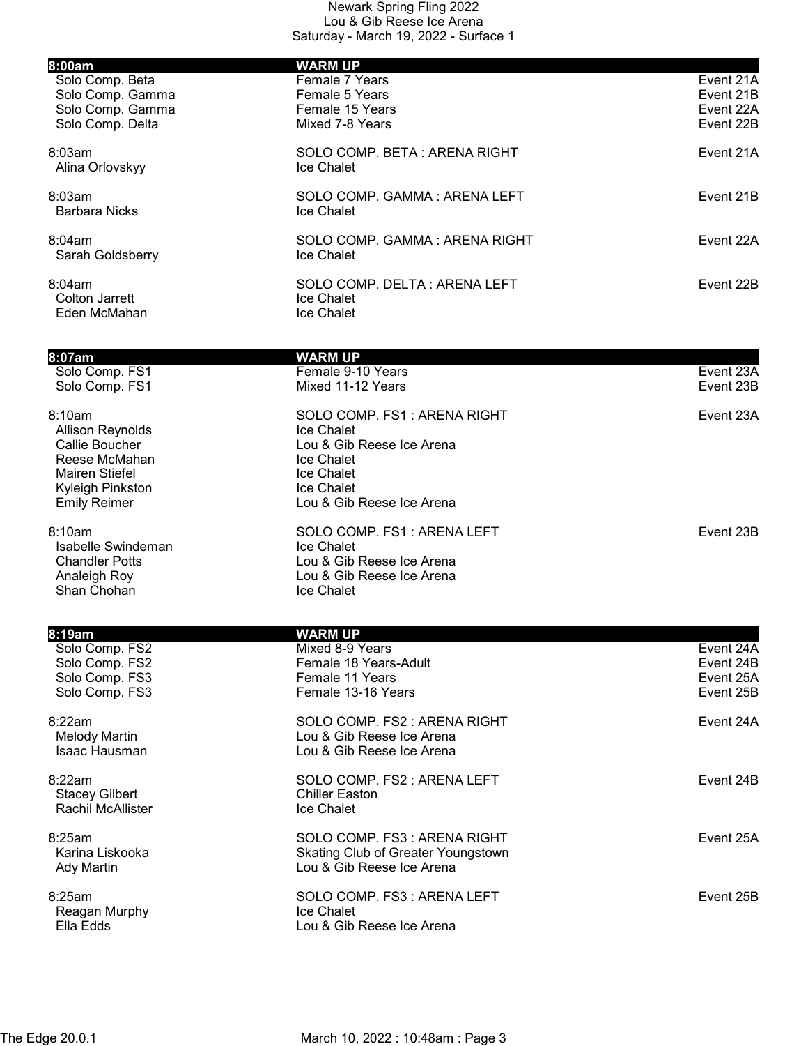Newark Spring Fling 2022
Lou & Gib Reese Ice Arena
Saturday - March 19, 2022 - Surface 1

**8:00am — WARM UP**

| | | |
|---|---|---|
| Solo Comp. Beta | Female 7 Years | Event 21A |
| Solo Comp. Gamma | Female 5 Years | Event 21B |
| Solo Comp. Gamma | Female 15 Years | Event 22A |
| Solo Comp. Delta | Mixed 7-8 Years | Event 22B |

8:03am — SOLO COMP. BETA : ARENA RIGHT — Event 21A
- Alina Orlovskyy — Ice Chalet

8:03am — SOLO COMP. GAMMA : ARENA LEFT — Event 21B
- Barbara Nicks — Ice Chalet

8:04am — SOLO COMP. GAMMA : ARENA RIGHT — Event 22A
- Sarah Goldsberry — Ice Chalet

8:04am — SOLO COMP. DELTA : ARENA LEFT — Event 22B
- Colton Jarrett — Ice Chalet
- Eden McMahan — Ice Chalet

**8:07am — WARM UP**

| | | |
|---|---|---|
| Solo Comp. FS1 | Female 9-10 Years | Event 23A |
| Solo Comp. FS1 | Mixed 11-12 Years | Event 23B |

8:10am — SOLO COMP. FS1 : ARENA RIGHT — Event 23A
- Allison Reynolds — Ice Chalet
- Callie Boucher — Lou & Gib Reese Ice Arena
- Reese McMahan — Ice Chalet
- Mairen Stiefel — Ice Chalet
- Kyleigh Pinkston — Ice Chalet
- Emily Reimer — Lou & Gib Reese Ice Arena

8:10am — SOLO COMP. FS1 : ARENA LEFT — Event 23B
- Isabelle Swindeman — Ice Chalet
- Chandler Potts — Lou & Gib Reese Ice Arena
- Analeigh Roy — Lou & Gib Reese Ice Arena
- Shan Chohan — Ice Chalet

**8:19am — WARM UP**

| | | |
|---|---|---|
| Solo Comp. FS2 | Mixed 8-9 Years | Event 24A |
| Solo Comp. FS2 | Female 18 Years-Adult | Event 24B |
| Solo Comp. FS3 | Female 11 Years | Event 25A |
| Solo Comp. FS3 | Female 13-16 Years | Event 25B |

8:22am — SOLO COMP. FS2 : ARENA RIGHT — Event 24A
- Melody Martin — Lou & Gib Reese Ice Arena
- Isaac Hausman — Lou & Gib Reese Ice Arena

8:22am — SOLO COMP. FS2 : ARENA LEFT — Event 24B
- Stacey Gilbert — Chiller Easton
- Rachil McAllister — Ice Chalet

8:25am — SOLO COMP. FS3 : ARENA RIGHT — Event 25A
- Karina Liskooka — Skating Club of Greater Youngstown
- Ady Martin — Lou & Gib Reese Ice Arena

8:25am — SOLO COMP. FS3 : ARENA LEFT — Event 25B
- Reagan Murphy — Ice Chalet
- Ella Edds — Lou & Gib Reese Ice Arena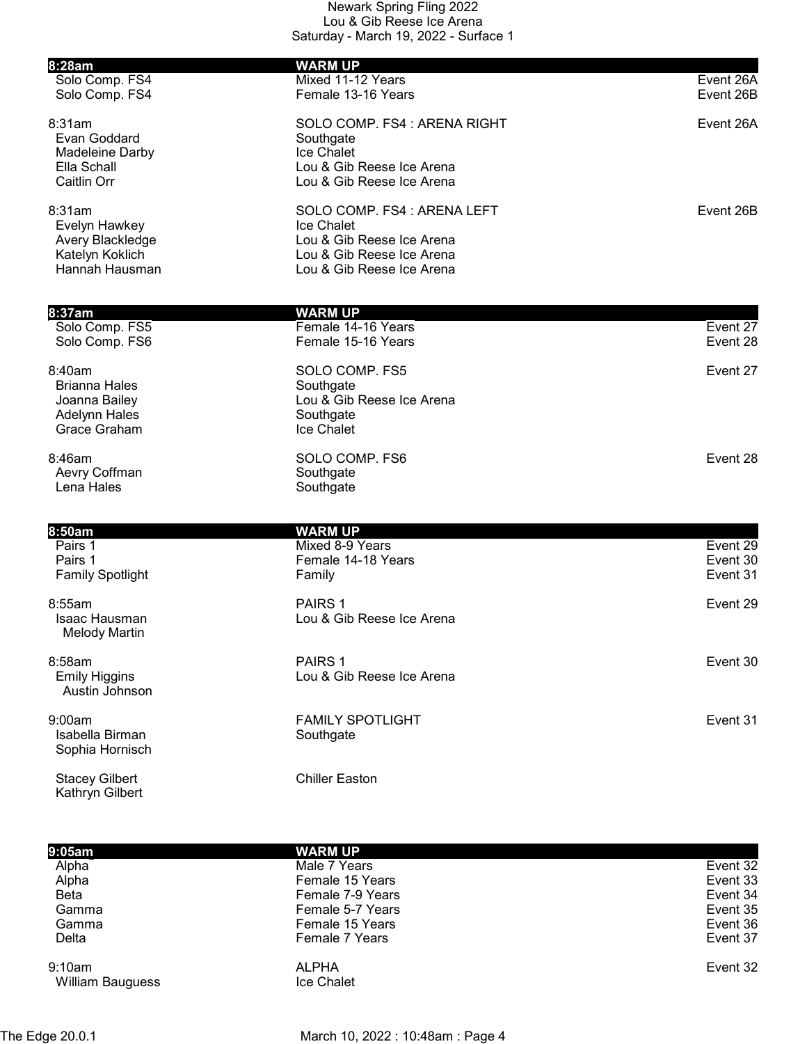Newark Spring Fling 2022
Lou & Gib Reese Ice Arena
Saturday - March 19, 2022 - Surface 1

**8:28am — WARM UP**

| | | |
|---|---|---|
| Solo Comp. FS4 | Mixed 11-12 Years | Event 26A |
| Solo Comp. FS4 | Female 13-16 Years | Event 26B |

8:31am — SOLO COMP. FS4 : ARENA RIGHT — Event 26A

| | |
|---|---|
| Evan Goddard | Southgate |
| Madeleine Darby | Ice Chalet |
| Ella Schall | Lou & Gib Reese Ice Arena |
| Caitlin Orr | Lou & Gib Reese Ice Arena |

8:31am — SOLO COMP. FS4 : ARENA LEFT — Event 26B

| | |
|---|---|
| Evelyn Hawkey | Ice Chalet |
| Avery Blackledge | Lou & Gib Reese Ice Arena |
| Katelyn Koklich | Lou & Gib Reese Ice Arena |
| Hannah Hausman | Lou & Gib Reese Ice Arena |

**8:37am — WARM UP**

| | | |
|---|---|---|
| Solo Comp. FS5 | Female 14-16 Years | Event 27 |
| Solo Comp. FS6 | Female 15-16 Years | Event 28 |

8:40am — SOLO COMP. FS5 — Event 27

| | |
|---|---|
| Brianna Hales | Southgate |
| Joanna Bailey | Lou & Gib Reese Ice Arena |
| Adelynn Hales | Southgate |
| Grace Graham | Ice Chalet |

8:46am — SOLO COMP. FS6 — Event 28

| | |
|---|---|
| Aevry Coffman | Southgate |
| Lena Hales | Southgate |

**8:50am — WARM UP**

| | | |
|---|---|---|
| Pairs 1 | Mixed 8-9 Years | Event 29 |
| Pairs 1 | Female 14-18 Years | Event 30 |
| Family Spotlight | Family | Event 31 |

8:55am — PAIRS 1 — Event 29

Isaac Hausman — Lou & Gib Reese Ice Arena
Melody Martin

8:58am — PAIRS 1 — Event 30

Emily Higgins — Lou & Gib Reese Ice Arena
Austin Johnson

9:00am — FAMILY SPOTLIGHT — Event 31

Isabella Birman — Southgate
Sophia Hornisch

Stacey Gilbert — Chiller Easton
Kathryn Gilbert

**9:05am — WARM UP**

| | | |
|---|---|---|
| Alpha | Male 7 Years | Event 32 |
| Alpha | Female 15 Years | Event 33 |
| Beta | Female 7-9 Years | Event 34 |
| Gamma | Female 5-7 Years | Event 35 |
| Gamma | Female 15 Years | Event 36 |
| Delta | Female 7 Years | Event 37 |

9:10am — ALPHA — Event 32

| | |
|---|---|
| William Bauguess | Ice Chalet |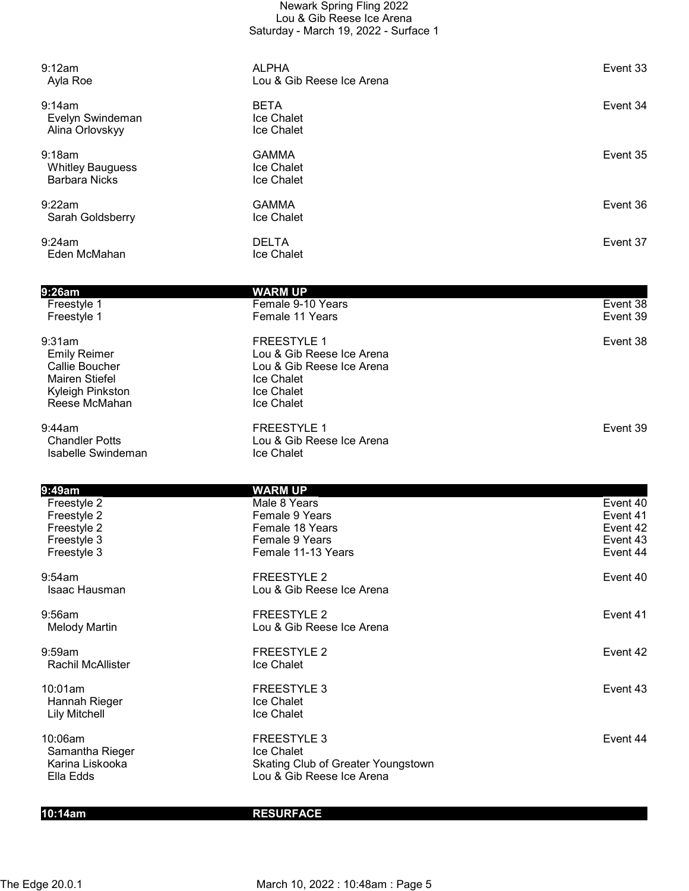# Newark Spring Fling 2022
## Lou & Gib Reese Ice Arena
### Saturday - March 19, 2022 - Surface 1

| Time | Event | Event # |
|---|---|---|
| 9:12am | ALPHA | Event 33 |
| Ayla Roe | Lou & Gib Reese Ice Arena | |
| | | |
| 9:14am | BETA | Event 34 |
| Evelyn Swindeman | Ice Chalet | |
| Alina Orlovskyy | Ice Chalet | |
| | | |
| 9:18am | GAMMA | Event 35 |
| Whitley Bauguess | Ice Chalet | |
| Barbara Nicks | Ice Chalet | |
| | | |
| 9:22am | GAMMA | Event 36 |
| Sarah Goldsberry | Ice Chalet | |
| | | |
| 9:24am | DELTA | Event 37 |
| Eden McMahan | Ice Chalet | |
| | | |
| **9:26am** | **WARM UP** | |
| Freestyle 1 | Female 9-10 Years | Event 38 |
| Freestyle 1 | Female 11 Years | Event 39 |
| | | |
| 9:31am | FREESTYLE 1 | Event 38 |
| Emily Reimer | Lou & Gib Reese Ice Arena | |
| Callie Boucher | Lou & Gib Reese Ice Arena | |
| Mairen Stiefel | Ice Chalet | |
| Kyleigh Pinkston | Ice Chalet | |
| Reese McMahan | Ice Chalet | |
| | | |
| 9:44am | FREESTYLE 1 | Event 39 |
| Chandler Potts | Lou & Gib Reese Ice Arena | |
| Isabelle Swindeman | Ice Chalet | |
| | | |
| **9:49am** | **WARM UP** | |
| Freestyle 2 | Male 8 Years | Event 40 |
| Freestyle 2 | Female 9 Years | Event 41 |
| Freestyle 2 | Female 18 Years | Event 42 |
| Freestyle 3 | Female 9 Years | Event 43 |
| Freestyle 3 | Female 11-13 Years | Event 44 |
| | | |
| 9:54am | FREESTYLE 2 | Event 40 |
| Isaac Hausman | Lou & Gib Reese Ice Arena | |
| | | |
| 9:56am | FREESTYLE 2 | Event 41 |
| Melody Martin | Lou & Gib Reese Ice Arena | |
| | | |
| 9:59am | FREESTYLE 2 | Event 42 |
| Rachil McAllister | Ice Chalet | |
| | | |
| 10:01am | FREESTYLE 3 | Event 43 |
| Hannah Rieger | Ice Chalet | |
| Lily Mitchell | Ice Chalet | |
| | | |
| 10:06am | FREESTYLE 3 | Event 44 |
| Samantha Rieger | Ice Chalet | |
| Karina Liskooka | Skating Club of Greater Youngstown | |
| Ella Edds | Lou & Gib Reese Ice Arena | |
| | | |
| **10:14am** | **RESURFACE** | |

The Edge 20.0.1 March 10, 2022 : 10:48am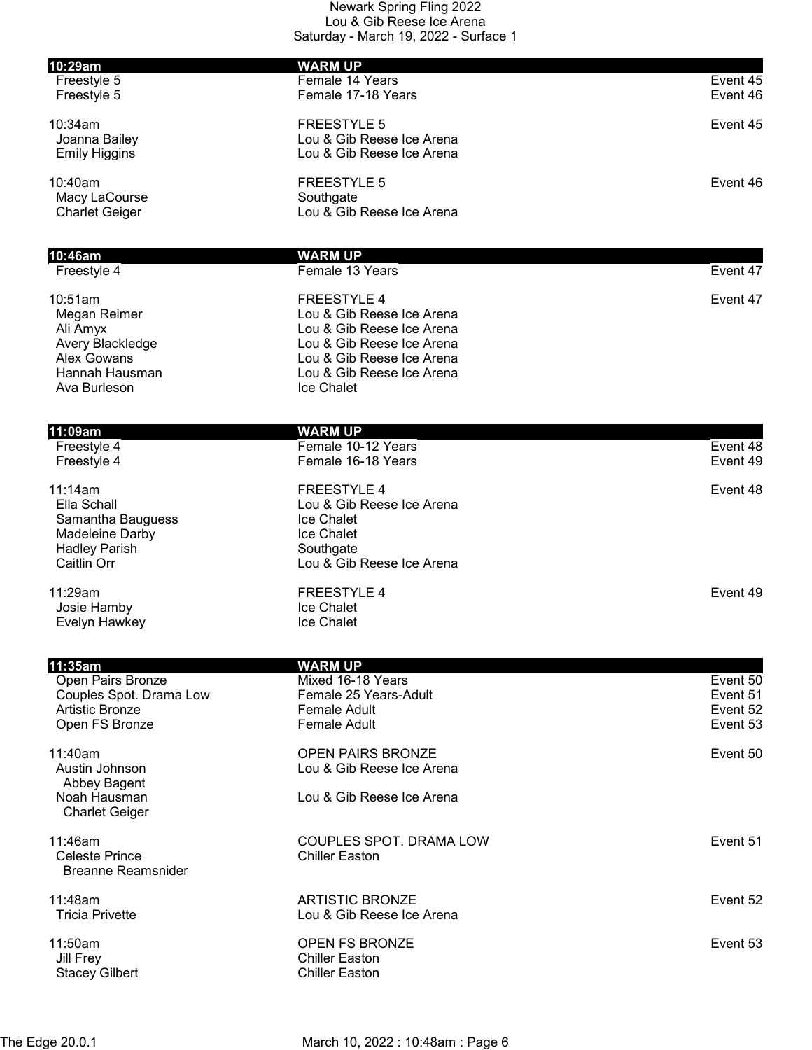Newark Spring Fling 2022
Lou & Gib Reese Ice Arena
Saturday - March 19, 2022 - Surface 1

| Time | Event | Event # |
|---|---|---|
| **10:29am** | **WARM UP** | |
| Freestyle 5 | Female 14 Years | Event 45 |
| Freestyle 5 | Female 17-18 Years | Event 46 |
| | | |
| 10:34am | FREESTYLE 5 | Event 45 |
| Joanna Bailey | Lou & Gib Reese Ice Arena | |
| Emily Higgins | Lou & Gib Reese Ice Arena | |
| | | |
| 10:40am | FREESTYLE 5 | Event 46 |
| Macy LaCourse | Southgate | |
| Charlet Geiger | Lou & Gib Reese Ice Arena | |
| | | |
| **10:46am** | **WARM UP** | |
| Freestyle 4 | Female 13 Years | Event 47 |
| | | |
| 10:51am | FREESTYLE 4 | Event 47 |
| Megan Reimer | Lou & Gib Reese Ice Arena | |
| Ali Amyx | Lou & Gib Reese Ice Arena | |
| Avery Blackledge | Lou & Gib Reese Ice Arena | |
| Alex Gowans | Lou & Gib Reese Ice Arena | |
| Hannah Hausman | Lou & Gib Reese Ice Arena | |
| Ava Burleson | Ice Chalet | |
| | | |
| **11:09am** | **WARM UP** | |
| Freestyle 4 | Female 10-12 Years | Event 48 |
| Freestyle 4 | Female 16-18 Years | Event 49 |
| | | |
| 11:14am | FREESTYLE 4 | Event 48 |
| Ella Schall | Lou & Gib Reese Ice Arena | |
| Samantha Bauguess | Ice Chalet | |
| Madeleine Darby | Ice Chalet | |
| Hadley Parish | Southgate | |
| Caitlin Orr | Lou & Gib Reese Ice Arena | |
| | | |
| 11:29am | FREESTYLE 4 | Event 49 |
| Josie Hamby | Ice Chalet | |
| Evelyn Hawkey | Ice Chalet | |
| | | |
| **11:35am** | **WARM UP** | |
| Open Pairs Bronze | Mixed 16-18 Years | Event 50 |
| Couples Spot. Drama Low | Female 25 Years-Adult | Event 51 |
| Artistic Bronze | Female Adult | Event 52 |
| Open FS Bronze | Female Adult | Event 53 |
| | | |
| 11:40am | OPEN PAIRS BRONZE | Event 50 |
| Austin Johnson / Abbey Bagent | Lou & Gib Reese Ice Arena | |
| Noah Hausman / Charlet Geiger | Lou & Gib Reese Ice Arena | |
| | | |
| 11:46am | COUPLES SPOT. DRAMA LOW | Event 51 |
| Celeste Prince / Breanne Reamsnider | Chiller Easton | |
| | | |
| 11:48am | ARTISTIC BRONZE | Event 52 |
| Tricia Privette | Lou & Gib Reese Ice Arena | |
| | | |
| 11:50am | OPEN FS BRONZE | Event 53 |
| Jill Frey | Chiller Easton | |
| Stacey Gilbert | Chiller Easton | |

The Edge 20.0.1 March 10, 2022 : 10:48am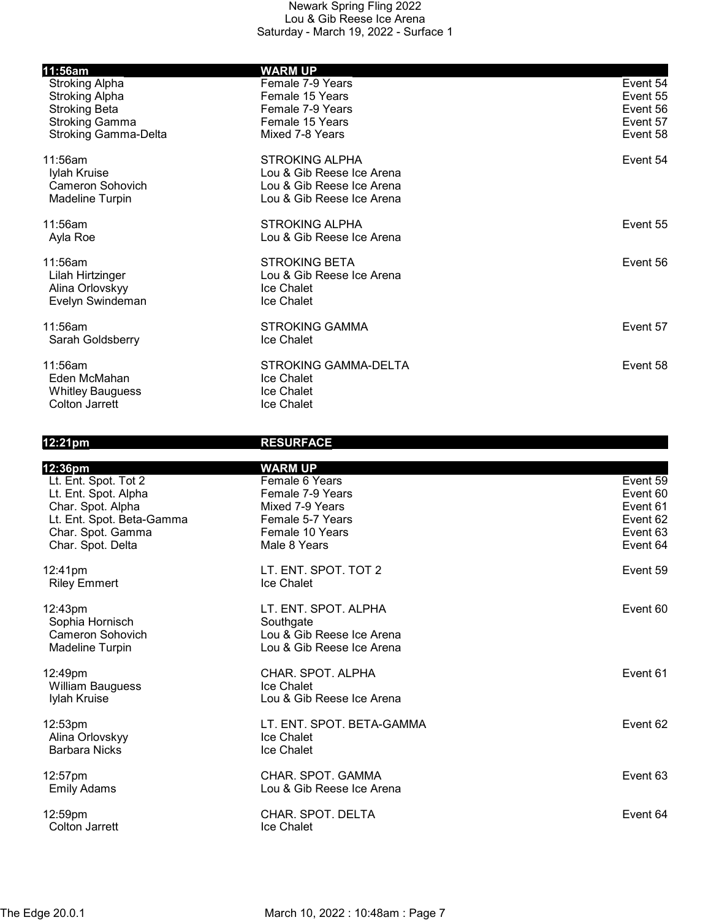Newark Spring Fling 2022
Lou & Gib Reese Ice Arena
Saturday - March 19, 2022 - Surface 1

**11:56am** **WARM UP**

| | | |
|---|---|---|
| Stroking Alpha | Female 7-9 Years | Event 54 |
| Stroking Alpha | Female 15 Years | Event 55 |
| Stroking Beta | Female 7-9 Years | Event 56 |
| Stroking Gamma | Female 15 Years | Event 57 |
| Stroking Gamma-Delta | Mixed 7-8 Years | Event 58 |

11:56am STROKING ALPHA Event 54
- Iylah Kruise — Lou & Gib Reese Ice Arena
- Cameron Sohovich — Lou & Gib Reese Ice Arena
- Madeline Turpin — Lou & Gib Reese Ice Arena

11:56am STROKING ALPHA Event 55
- Ayla Roe — Lou & Gib Reese Ice Arena

11:56am STROKING BETA Event 56
- Lilah Hirtzinger — Lou & Gib Reese Ice Arena
- Alina Orlovskyy — Ice Chalet
- Evelyn Swindeman — Ice Chalet

11:56am STROKING GAMMA Event 57
- Sarah Goldsberry — Ice Chalet

11:56am STROKING GAMMA-DELTA Event 58
- Eden McMahan — Ice Chalet
- Whitley Bauguess — Ice Chalet
- Colton Jarrett — Ice Chalet

**12:21pm** **RESURFACE**

**12:36pm** **WARM UP**

| | | |
|---|---|---|
| Lt. Ent. Spot. Tot 2 | Female 6 Years | Event 59 |
| Lt. Ent. Spot. Alpha | Female 7-9 Years | Event 60 |
| Char. Spot. Alpha | Mixed 7-9 Years | Event 61 |
| Lt. Ent. Spot. Beta-Gamma | Female 5-7 Years | Event 62 |
| Char. Spot. Gamma | Female 10 Years | Event 63 |
| Char. Spot. Delta | Male 8 Years | Event 64 |

12:41pm LT. ENT. SPOT. TOT 2 Event 59
- Riley Emmert — Ice Chalet

12:43pm LT. ENT. SPOT. ALPHA Event 60
- Sophia Hornisch — Southgate
- Cameron Sohovich — Lou & Gib Reese Ice Arena
- Madeline Turpin — Lou & Gib Reese Ice Arena

12:49pm CHAR. SPOT. ALPHA Event 61
- William Bauguess — Ice Chalet
- Iylah Kruise — Lou & Gib Reese Ice Arena

12:53pm LT. ENT. SPOT. BETA-GAMMA Event 62
- Alina Orlovskyy — Ice Chalet
- Barbara Nicks — Ice Chalet

12:57pm CHAR. SPOT. GAMMA Event 63
- Emily Adams — Lou & Gib Reese Ice Arena

12:59pm CHAR. SPOT. DELTA Event 64
- Colton Jarrett — Ice Chalet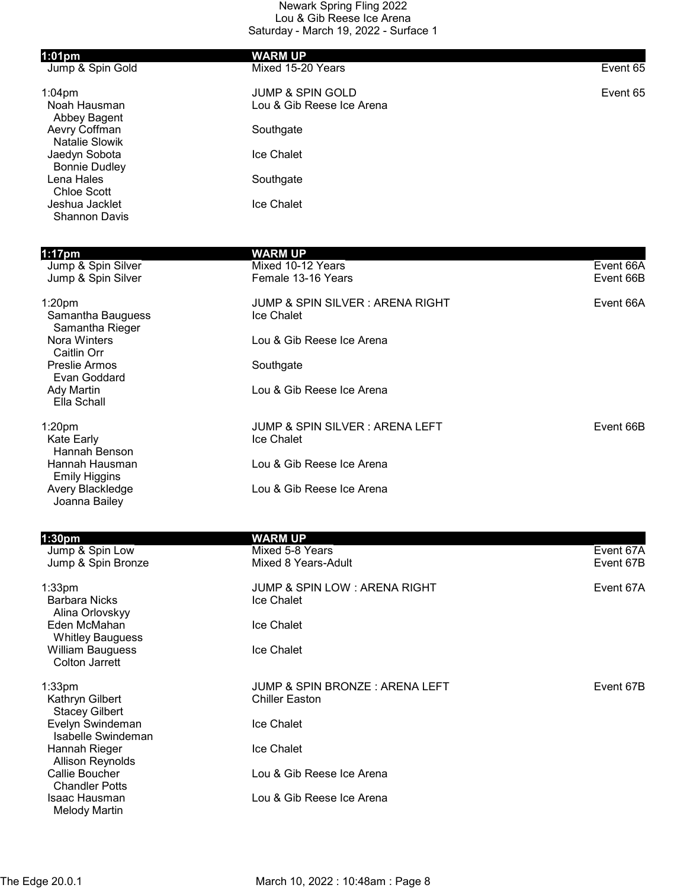Newark Spring Fling 2022
Lou & Gib Reese Ice Arena
Saturday - March 19, 2022 - Surface 1

| **1:01pm** | **WARM UP** | |
|---|---|---|
| Jump & Spin Gold | Mixed 15-20 Years | Event 65 |
| | | |
| 1:04pm | JUMP & SPIN GOLD | Event 65 |
| Noah Hausman | Lou & Gib Reese Ice Arena | |
| Abbey Bagent | | |
| Aevry Coffman | Southgate | |
| Natalie Slowik | | |
| Jaedyn Sobota | Ice Chalet | |
| Bonnie Dudley | | |
| Lena Hales | Southgate | |
| Chloe Scott | | |
| Jeshua Jacklet | Ice Chalet | |
| Shannon Davis | | |

| **1:17pm** | **WARM UP** | |
|---|---|---|
| Jump & Spin Silver | Mixed 10-12 Years | Event 66A |
| Jump & Spin Silver | Female 13-16 Years | Event 66B |
| | | |
| 1:20pm | JUMP & SPIN SILVER : ARENA RIGHT | Event 66A |
| Samantha Bauguess | Ice Chalet | |
| Samantha Rieger | | |
| Nora Winters | Lou & Gib Reese Ice Arena | |
| Caitlin Orr | | |
| Preslie Armos | Southgate | |
| Evan Goddard | | |
| Ady Martin | Lou & Gib Reese Ice Arena | |
| Ella Schall | | |
| | | |
| 1:20pm | JUMP & SPIN SILVER : ARENA LEFT | Event 66B |
| Kate Early | Ice Chalet | |
| Hannah Benson | | |
| Hannah Hausman | Lou & Gib Reese Ice Arena | |
| Emily Higgins | | |
| Avery Blackledge | Lou & Gib Reese Ice Arena | |
| Joanna Bailey | | |

| **1:30pm** | **WARM UP** | |
|---|---|---|
| Jump & Spin Low | Mixed 5-8 Years | Event 67A |
| Jump & Spin Bronze | Mixed 8 Years-Adult | Event 67B |
| | | |
| 1:33pm | JUMP & SPIN LOW : ARENA RIGHT | Event 67A |
| Barbara Nicks | Ice Chalet | |
| Alina Orlovskyy | | |
| Eden McMahan | Ice Chalet | |
| Whitley Bauguess | | |
| William Bauguess | Ice Chalet | |
| Colton Jarrett | | |
| | | |
| 1:33pm | JUMP & SPIN BRONZE : ARENA LEFT | Event 67B |
| Kathryn Gilbert | Chiller Easton | |
| Stacey Gilbert | | |
| Evelyn Swindeman | Ice Chalet | |
| Isabelle Swindeman | | |
| Hannah Rieger | Ice Chalet | |
| Allison Reynolds | | |
| Callie Boucher | Lou & Gib Reese Ice Arena | |
| Chandler Potts | | |
| Isaac Hausman | Lou & Gib Reese Ice Arena | |
| Melody Martin | | |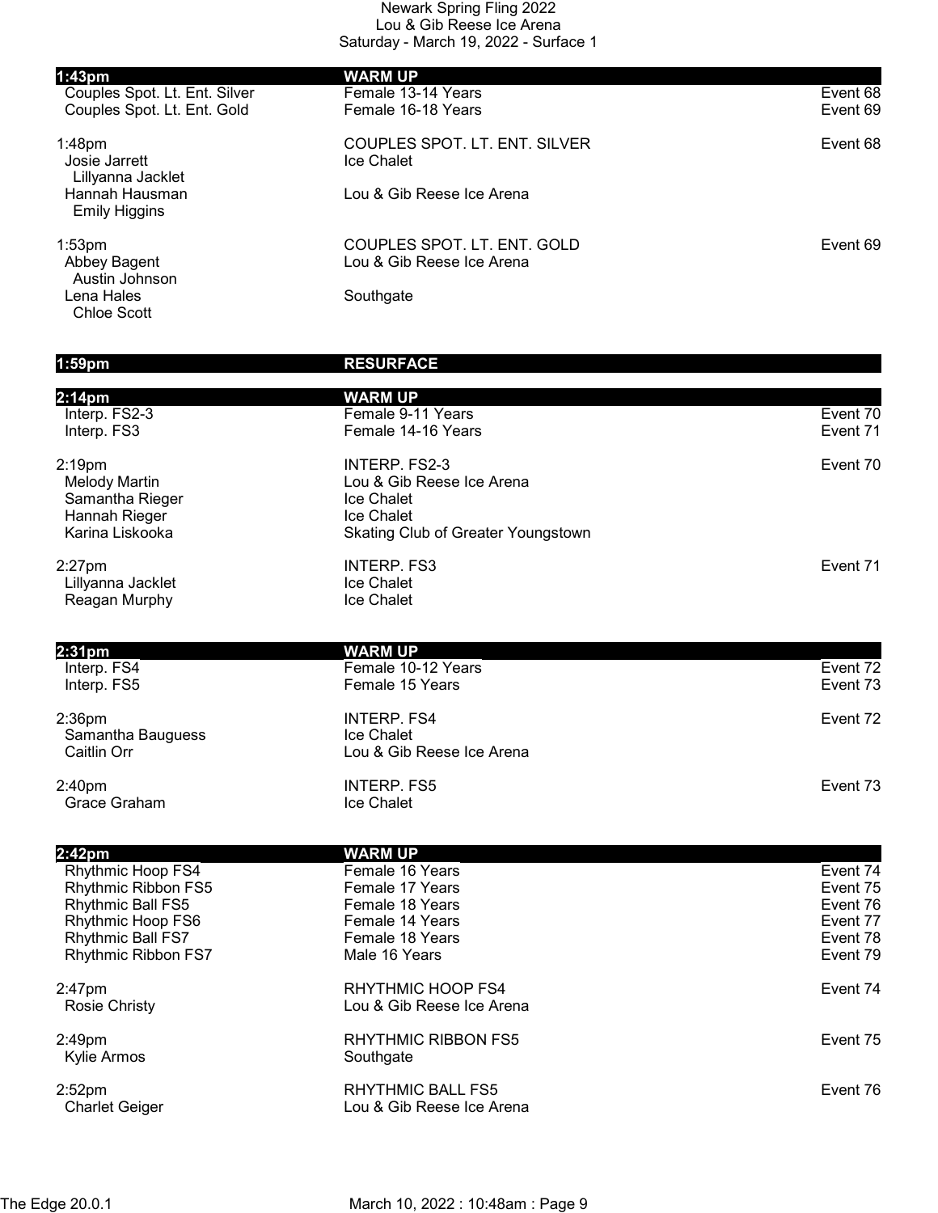Newark Spring Fling 2022
Lou & Gib Reese Ice Arena
Saturday - March 19, 2022 - Surface 1

| | | |
|---|---|---|
| **1:43pm** | **WARM UP** | |
| Couples Spot. Lt. Ent. Silver | Female 13-14 Years | Event 68 |
| Couples Spot. Lt. Ent. Gold | Female 16-18 Years | Event 69 |
| | | |
| 1:48pm | COUPLES SPOT. LT. ENT. SILVER | Event 68 |
| Josie Jarrett / Lillyanna Jacklet | Ice Chalet | |
| Hannah Hausman / Emily Higgins | Lou & Gib Reese Ice Arena | |
| | | |
| 1:53pm | COUPLES SPOT. LT. ENT. GOLD | Event 69 |
| Abbey Bagent / Austin Johnson | Lou & Gib Reese Ice Arena | |
| Lena Hales / Chloe Scott | Southgate | |
| | | |
| **1:59pm** | **RESURFACE** | |
| | | |
| **2:14pm** | **WARM UP** | |
| Interp. FS2-3 | Female 9-11 Years | Event 70 |
| Interp. FS3 | Female 14-16 Years | Event 71 |
| | | |
| 2:19pm | INTERP. FS2-3 | Event 70 |
| Melody Martin | Lou & Gib Reese Ice Arena | |
| Samantha Rieger | Ice Chalet | |
| Hannah Rieger | Ice Chalet | |
| Karina Liskooka | Skating Club of Greater Youngstown | |
| | | |
| 2:27pm | INTERP. FS3 | Event 71 |
| Lillyanna Jacklet | Ice Chalet | |
| Reagan Murphy | Ice Chalet | |
| | | |
| **2:31pm** | **WARM UP** | |
| Interp. FS4 | Female 10-12 Years | Event 72 |
| Interp. FS5 | Female 15 Years | Event 73 |
| | | |
| 2:36pm | INTERP. FS4 | Event 72 |
| Samantha Bauguess | Ice Chalet | |
| Caitlin Orr | Lou & Gib Reese Ice Arena | |
| | | |
| 2:40pm | INTERP. FS5 | Event 73 |
| Grace Graham | Ice Chalet | |
| | | |
| **2:42pm** | **WARM UP** | |
| Rhythmic Hoop FS4 | Female 16 Years | Event 74 |
| Rhythmic Ribbon FS5 | Female 17 Years | Event 75 |
| Rhythmic Ball FS5 | Female 18 Years | Event 76 |
| Rhythmic Hoop FS6 | Female 14 Years | Event 77 |
| Rhythmic Ball FS7 | Female 18 Years | Event 78 |
| Rhythmic Ribbon FS7 | Male 16 Years | Event 79 |
| | | |
| 2:47pm | RHYTHMIC HOOP FS4 | Event 74 |
| Rosie Christy | Lou & Gib Reese Ice Arena | |
| | | |
| 2:49pm | RHYTHMIC RIBBON FS5 | Event 75 |
| Kylie Armos | Southgate | |
| | | |
| 2:52pm | RHYTHMIC BALL FS5 | Event 76 |
| Charlet Geiger | Lou & Gib Reese Ice Arena | |

The Edge 20.0.1 March 10, 2022 : 10:48am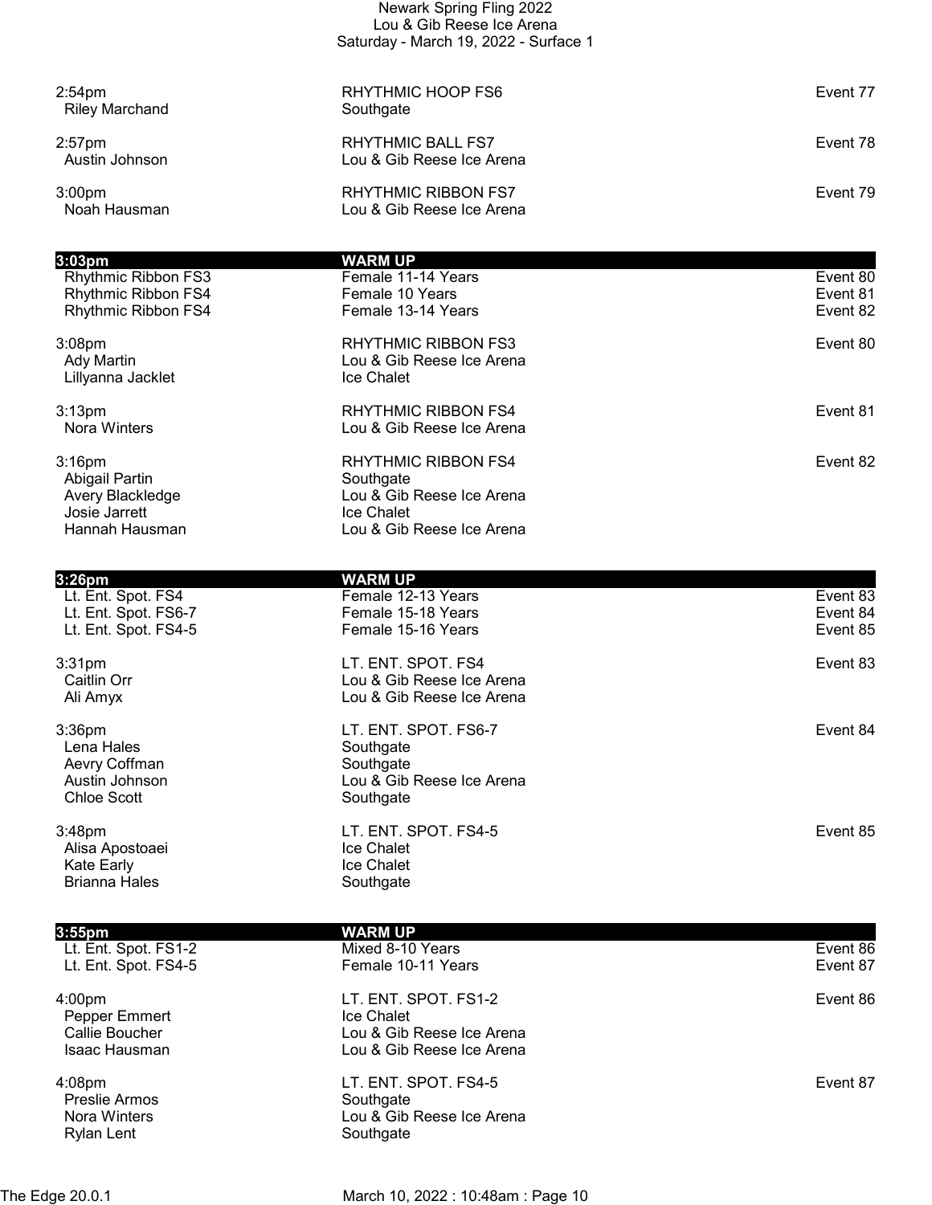2:54pm RHYTHMIC HOOP FS6 Event 77
Riley Marchand Southgate

2:57pm RHYTHMIC BALL FS7 Event 78
Austin Johnson Lou & Gib Reese Ice Arena

3:00pm RHYTHMIC RIBBON FS7 Event 79
Noah Hausman Lou & Gib Reese Ice Arena

**3:03pm WARM UP**

| | | |
|---|---|---|
| Rhythmic Ribbon FS3 | Female 11-14 Years | Event 80 |
| Rhythmic Ribbon FS4 | Female 10 Years | Event 81 |
| Rhythmic Ribbon FS4 | Female 13-14 Years | Event 82 |

3:08pm RHYTHMIC RIBBON FS3 Event 80
Ady Martin Lou & Gib Reese Ice Arena
Lillyanna Jacklet Ice Chalet

3:13pm RHYTHMIC RIBBON FS4 Event 81
Nora Winters Lou & Gib Reese Ice Arena

3:16pm RHYTHMIC RIBBON FS4 Event 82
Abigail Partin Southgate
Avery Blackledge Lou & Gib Reese Ice Arena
Josie Jarrett Ice Chalet
Hannah Hausman Lou & Gib Reese Ice Arena

**3:26pm WARM UP**

| | | |
|---|---|---|
| Lt. Ent. Spot. FS4 | Female 12-13 Years | Event 83 |
| Lt. Ent. Spot. FS6-7 | Female 15-18 Years | Event 84 |
| Lt. Ent. Spot. FS4-5 | Female 15-16 Years | Event 85 |

3:31pm LT. ENT. SPOT. FS4 Event 83
Caitlin Orr Lou & Gib Reese Ice Arena
Ali Amyx Lou & Gib Reese Ice Arena

3:36pm LT. ENT. SPOT. FS6-7 Event 84
Lena Hales Southgate
Aevry Coffman Southgate
Austin Johnson Lou & Gib Reese Ice Arena
Chloe Scott Southgate

3:48pm LT. ENT. SPOT. FS4-5 Event 85
Alisa Apostoaei Ice Chalet
Kate Early Ice Chalet
Brianna Hales Southgate

**3:55pm WARM UP**

| | | |
|---|---|---|
| Lt. Ent. Spot. FS1-2 | Mixed 8-10 Years | Event 86 |
| Lt. Ent. Spot. FS4-5 | Female 10-11 Years | Event 87 |

4:00pm LT. ENT. SPOT. FS1-2 Event 86
Pepper Emmert Ice Chalet
Callie Boucher Lou & Gib Reese Ice Arena
Isaac Hausman Lou & Gib Reese Ice Arena

4:08pm LT. ENT. SPOT. FS4-5 Event 87
Preslie Armos Southgate
Nora Winters Lou & Gib Reese Ice Arena
Rylan Lent Southgate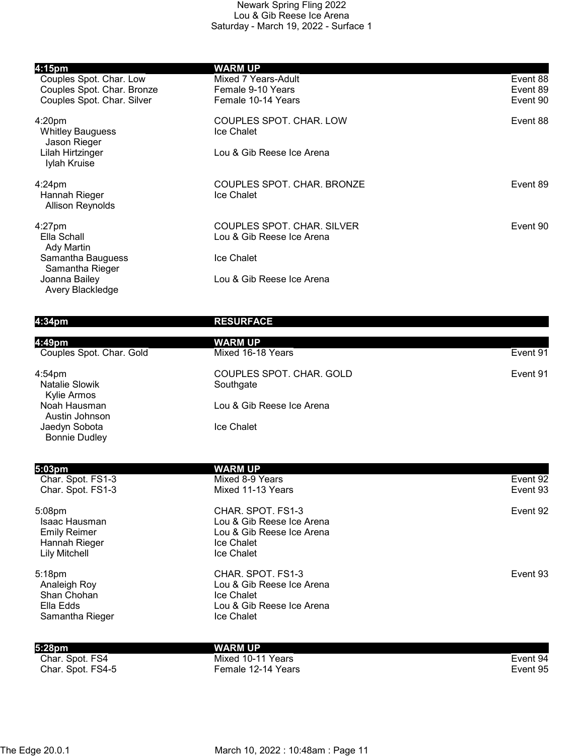Newark Spring Fling 2022
Lou & Gib Reese Ice Arena
Saturday - March 19, 2022 - Surface 1

| **4:15pm** | **WARM UP** | |
|---|---|---|
| Couples Spot. Char. Low | Mixed 7 Years-Adult | Event 88 |
| Couples Spot. Char. Bronze | Female 9-10 Years | Event 89 |
| Couples Spot. Char. Silver | Female 10-14 Years | Event 90 |

| 4:20pm | COUPLES SPOT. CHAR. LOW | Event 88 |
|---|---|---|
| Whitley Bauguess / Jason Rieger | Ice Chalet | |
| Lilah Hirtzinger / Iylah Kruise | Lou & Gib Reese Ice Arena | |

| 4:24pm | COUPLES SPOT. CHAR. BRONZE | Event 89 |
|---|---|---|
| Hannah Rieger / Allison Reynolds | Ice Chalet | |

| 4:27pm | COUPLES SPOT. CHAR. SILVER | Event 90 |
|---|---|---|
| Ella Schall / Ady Martin | Lou & Gib Reese Ice Arena | |
| Samantha Bauguess / Samantha Rieger | Ice Chalet | |
| Joanna Bailey / Avery Blackledge | Lou & Gib Reese Ice Arena | |

| **4:34pm** | **RESURFACE** |
|---|---|

| **4:49pm** | **WARM UP** | |
|---|---|---|
| Couples Spot. Char. Gold | Mixed 16-18 Years | Event 91 |

| 4:54pm | COUPLES SPOT. CHAR. GOLD | Event 91 |
|---|---|---|
| Natalie Slowik / Kylie Armos | Southgate | |
| Noah Hausman / Austin Johnson | Lou & Gib Reese Ice Arena | |
| Jaedyn Sobota / Bonnie Dudley | Ice Chalet | |

| **5:03pm** | **WARM UP** | |
|---|---|---|
| Char. Spot. FS1-3 | Mixed 8-9 Years | Event 92 |
| Char. Spot. FS1-3 | Mixed 11-13 Years | Event 93 |

| 5:08pm | CHAR. SPOT. FS1-3 | Event 92 |
|---|---|---|
| Isaac Hausman | Lou & Gib Reese Ice Arena | |
| Emily Reimer | Lou & Gib Reese Ice Arena | |
| Hannah Rieger | Ice Chalet | |
| Lily Mitchell | Ice Chalet | |

| 5:18pm | CHAR. SPOT. FS1-3 | Event 93 |
|---|---|---|
| Analeigh Roy | Lou & Gib Reese Ice Arena | |
| Shan Chohan | Ice Chalet | |
| Ella Edds | Lou & Gib Reese Ice Arena | |
| Samantha Rieger | Ice Chalet | |

| **5:28pm** | **WARM UP** | |
|---|---|---|
| Char. Spot. FS4 | Mixed 10-11 Years | Event 94 |
| Char. Spot. FS4-5 | Female 12-14 Years | Event 95 |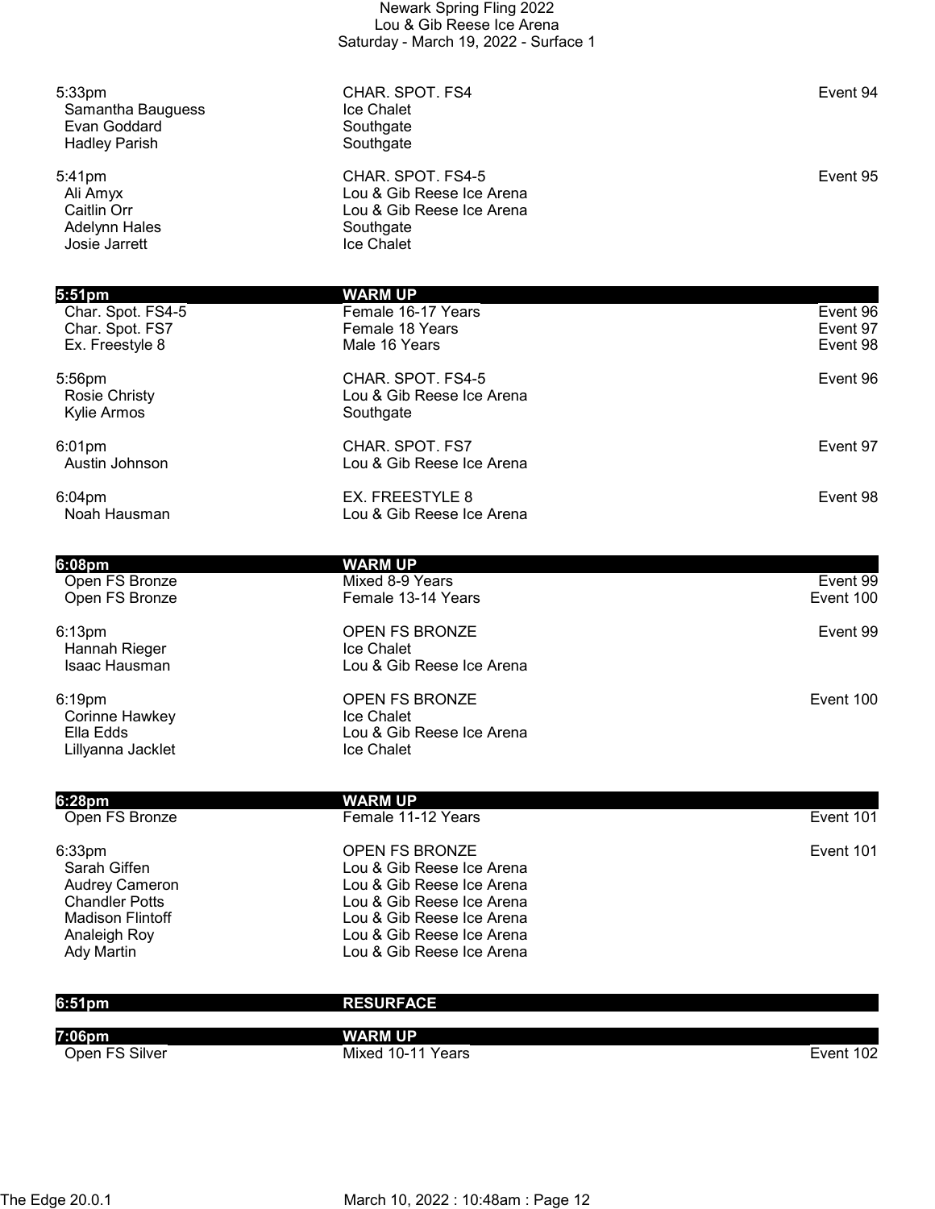Newark Spring Fling 2022
Lou & Gib Reese Ice Arena
Saturday - March 19, 2022 - Surface 1

| | | |
|---|---|---|
| 5:33pm | CHAR. SPOT. FS4 | Event 94 |
| Samantha Bauguess | Ice Chalet | |
| Evan Goddard | Southgate | |
| Hadley Parish | Southgate | |
| | | |
| 5:41pm | CHAR. SPOT. FS4-5 | Event 95 |
| Ali Amyx | Lou & Gib Reese Ice Arena | |
| Caitlin Orr | Lou & Gib Reese Ice Arena | |
| Adelynn Hales | Southgate | |
| Josie Jarrett | Ice Chalet | |
| | | |
| **5:51pm** | **WARM UP** | |
| Char. Spot. FS4-5 | Female 16-17 Years | Event 96 |
| Char. Spot. FS7 | Female 18 Years | Event 97 |
| Ex. Freestyle 8 | Male 16 Years | Event 98 |
| | | |
| 5:56pm | CHAR. SPOT. FS4-5 | Event 96 |
| Rosie Christy | Lou & Gib Reese Ice Arena | |
| Kylie Armos | Southgate | |
| | | |
| 6:01pm | CHAR. SPOT. FS7 | Event 97 |
| Austin Johnson | Lou & Gib Reese Ice Arena | |
| | | |
| 6:04pm | EX. FREESTYLE 8 | Event 98 |
| Noah Hausman | Lou & Gib Reese Ice Arena | |
| | | |
| **6:08pm** | **WARM UP** | |
| Open FS Bronze | Mixed 8-9 Years | Event 99 |
| Open FS Bronze | Female 13-14 Years | Event 100 |
| | | |
| 6:13pm | OPEN FS BRONZE | Event 99 |
| Hannah Rieger | Ice Chalet | |
| Isaac Hausman | Lou & Gib Reese Ice Arena | |
| | | |
| 6:19pm | OPEN FS BRONZE | Event 100 |
| Corinne Hawkey | Ice Chalet | |
| Ella Edds | Lou & Gib Reese Ice Arena | |
| Lillyanna Jacklet | Ice Chalet | |
| | | |
| **6:28pm** | **WARM UP** | |
| Open FS Bronze | Female 11-12 Years | Event 101 |
| | | |
| 6:33pm | OPEN FS BRONZE | Event 101 |
| Sarah Giffen | Lou & Gib Reese Ice Arena | |
| Audrey Cameron | Lou & Gib Reese Ice Arena | |
| Chandler Potts | Lou & Gib Reese Ice Arena | |
| Madison Flintoff | Lou & Gib Reese Ice Arena | |
| Analeigh Roy | Lou & Gib Reese Ice Arena | |
| Ady Martin | Lou & Gib Reese Ice Arena | |
| | | |
| **6:51pm** | **RESURFACE** | |
| | | |
| **7:06pm** | **WARM UP** | |
| Open FS Silver | Mixed 10-11 Years | Event 102 |

The Edge 20.0.1 March 10, 2022 : 10:48am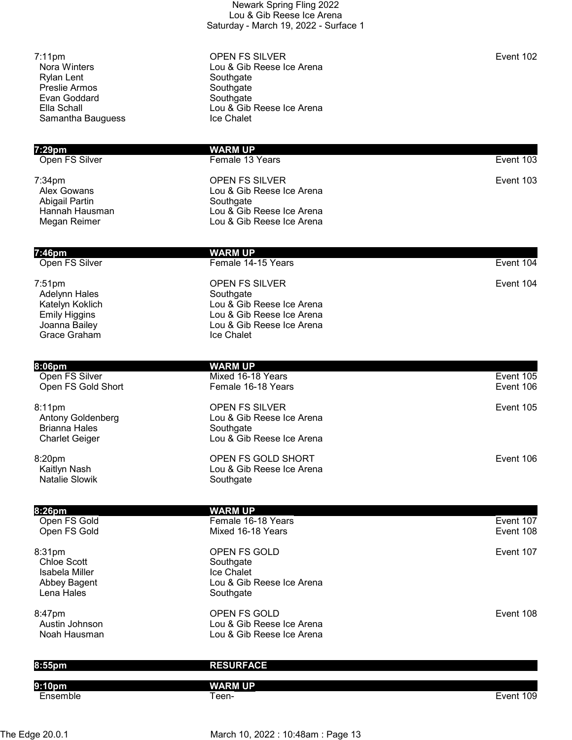# Newark Spring Fling 2022
## Lou & Gib Reese Ice Arena
### Saturday - March 19, 2022 - Surface 1

| Time | Event / Skater | Club / Category | Event # |
|---|---|---|---|
| 7:11pm | | OPEN FS SILVER | Event 102 |
| | Nora Winters | Lou & Gib Reese Ice Arena | |
| | Rylan Lent | Southgate | |
| | Preslie Armos | Southgate | |
| | Evan Goddard | Southgate | |
| | Ella Schall | Lou & Gib Reese Ice Arena | |
| | Samantha Bauguess | Ice Chalet | |
| **7:29pm** | | **WARM UP** | |
| | Open FS Silver | Female 13 Years | Event 103 |
| 7:34pm | | OPEN FS SILVER | Event 103 |
| | Alex Gowans | Lou & Gib Reese Ice Arena | |
| | Abigail Partin | Southgate | |
| | Hannah Hausman | Lou & Gib Reese Ice Arena | |
| | Megan Reimer | Lou & Gib Reese Ice Arena | |
| **7:46pm** | | **WARM UP** | |
| | Open FS Silver | Female 14-15 Years | Event 104 |
| 7:51pm | | OPEN FS SILVER | Event 104 |
| | Adelynn Hales | Southgate | |
| | Katelyn Koklich | Lou & Gib Reese Ice Arena | |
| | Emily Higgins | Lou & Gib Reese Ice Arena | |
| | Joanna Bailey | Lou & Gib Reese Ice Arena | |
| | Grace Graham | Ice Chalet | |
| **8:06pm** | | **WARM UP** | |
| | Open FS Silver | Mixed 16-18 Years | Event 105 |
| | Open FS Gold Short | Female 16-18 Years | Event 106 |
| 8:11pm | | OPEN FS SILVER | Event 105 |
| | Antony Goldenberg | Lou & Gib Reese Ice Arena | |
| | Brianna Hales | Southgate | |
| | Charlet Geiger | Lou & Gib Reese Ice Arena | |
| 8:20pm | | OPEN FS GOLD SHORT | Event 106 |
| | Kaitlyn Nash | Lou & Gib Reese Ice Arena | |
| | Natalie Slowik | Southgate | |
| **8:26pm** | | **WARM UP** | |
| | Open FS Gold | Female 16-18 Years | Event 107 |
| | Open FS Gold | Mixed 16-18 Years | Event 108 |
| 8:31pm | | OPEN FS GOLD | Event 107 |
| | Chloe Scott | Southgate | |
| | Isabela Miller | Ice Chalet | |
| | Abbey Bagent | Lou & Gib Reese Ice Arena | |
| | Lena Hales | Southgate | |
| 8:47pm | | OPEN FS GOLD | Event 108 |
| | Austin Johnson | Lou & Gib Reese Ice Arena | |
| | Noah Hausman | Lou & Gib Reese Ice Arena | |
| **8:55pm** | | **RESURFACE** | |
| **9:10pm** | | **WARM UP** | |
| | Ensemble | Teen- | Event 109 |

The Edge 20.0.1 March 10, 2022 : 10:48am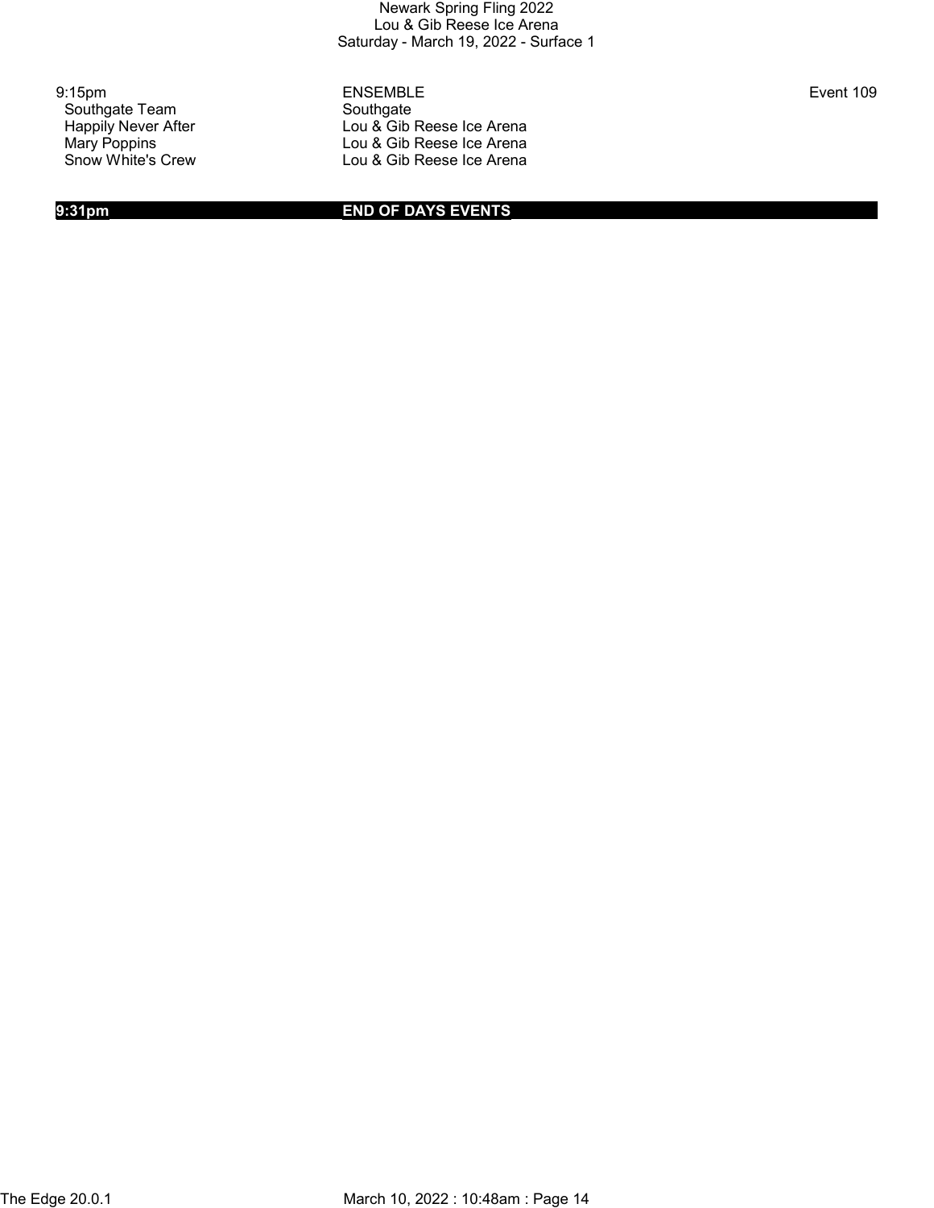| 9:15pm | ENSEMBLE | Event 109 |
|---|---|---|
| Southgate Team | Southgate | |
| Happily Never After | Lou & Gib Reese Ice Arena | |
| Mary Poppins | Lou & Gib Reese Ice Arena | |
| Snow White's Crew | Lou & Gib Reese Ice Arena | |

**9:31pm** **END OF DAYS EVENTS**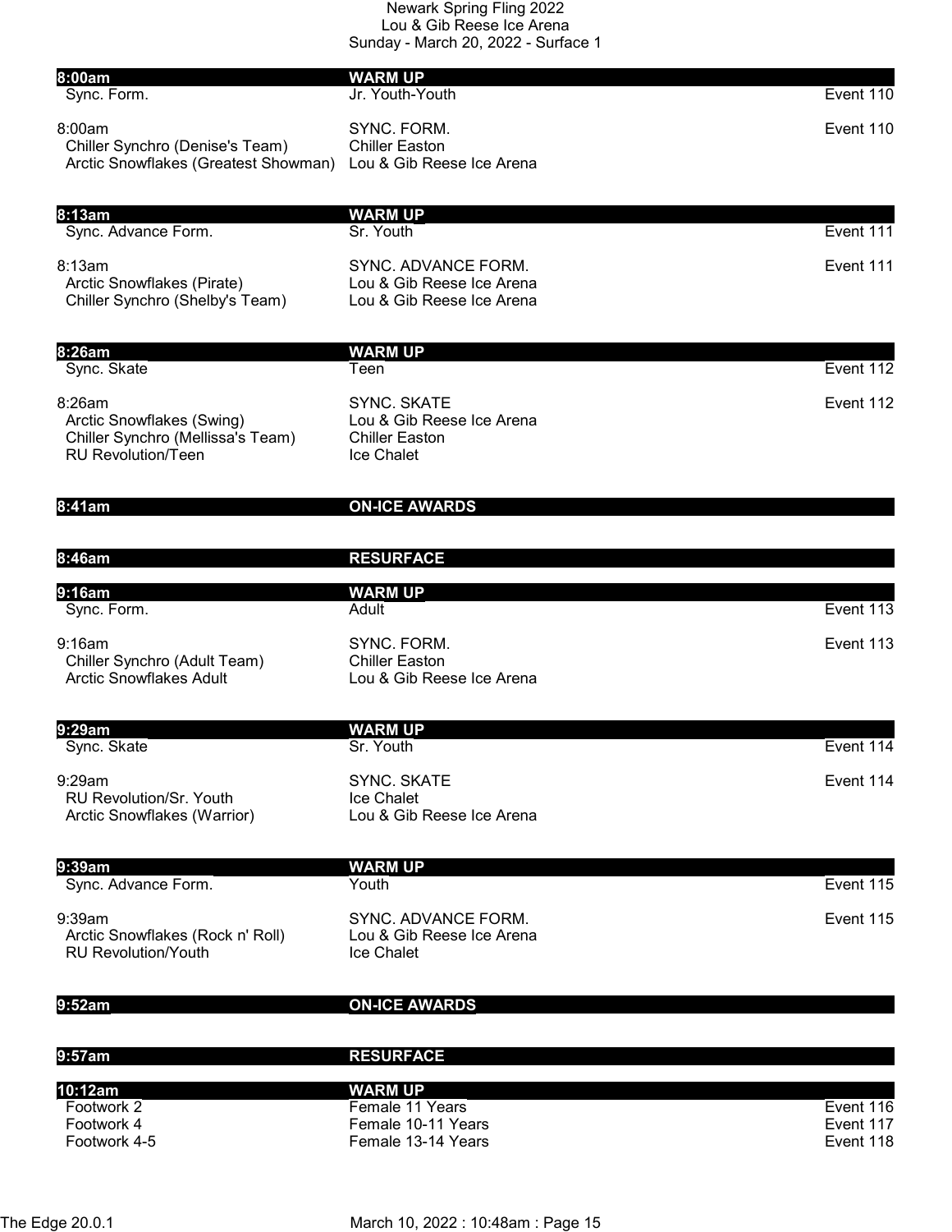Newark Spring Fling 2022
Lou & Gib Reese Ice Arena
Sunday - March 20, 2022 - Surface 1

| **8:00am** | **WARM UP** | |
|---|---|---|
| Sync. Form. | Jr. Youth-Youth | Event 110 |
| 8:00am | SYNC. FORM. | Event 110 |
| Chiller Synchro (Denise's Team) | Chiller Easton | |
| Arctic Snowflakes (Greatest Showman) | Lou & Gib Reese Ice Arena | |
| **8:13am** | **WARM UP** | |
| Sync. Advance Form. | Sr. Youth | Event 111 |
| 8:13am | SYNC. ADVANCE FORM. | Event 111 |
| Arctic Snowflakes (Pirate) | Lou & Gib Reese Ice Arena | |
| Chiller Synchro (Shelby's Team) | Lou & Gib Reese Ice Arena | |
| **8:26am** | **WARM UP** | |
| Sync. Skate | Teen | Event 112 |
| 8:26am | SYNC. SKATE | Event 112 |
| Arctic Snowflakes (Swing) | Lou & Gib Reese Ice Arena | |
| Chiller Synchro (Mellissa's Team) | Chiller Easton | |
| RU Revolution/Teen | Ice Chalet | |
| **8:41am** | **ON-ICE AWARDS** | |
| **8:46am** | **RESURFACE** | |
| **9:16am** | **WARM UP** | |
| Sync. Form. | Adult | Event 113 |
| 9:16am | SYNC. FORM. | Event 113 |
| Chiller Synchro (Adult Team) | Chiller Easton | |
| Arctic Snowflakes Adult | Lou & Gib Reese Ice Arena | |
| **9:29am** | **WARM UP** | |
| Sync. Skate | Sr. Youth | Event 114 |
| 9:29am | SYNC. SKATE | Event 114 |
| RU Revolution/Sr. Youth | Ice Chalet | |
| Arctic Snowflakes (Warrior) | Lou & Gib Reese Ice Arena | |
| **9:39am** | **WARM UP** | |
| Sync. Advance Form. | Youth | Event 115 |
| 9:39am | SYNC. ADVANCE FORM. | Event 115 |
| Arctic Snowflakes (Rock n' Roll) | Lou & Gib Reese Ice Arena | |
| RU Revolution/Youth | Ice Chalet | |
| **9:52am** | **ON-ICE AWARDS** | |
| **9:57am** | **RESURFACE** | |
| **10:12am** | **WARM UP** | |
| Footwork 2 | Female 11 Years | Event 116 |
| Footwork 4 | Female 10-11 Years | Event 117 |
| Footwork 4-5 | Female 13-14 Years | Event 118 |

The Edge 20.0.1 March 10, 2022 : 10:48am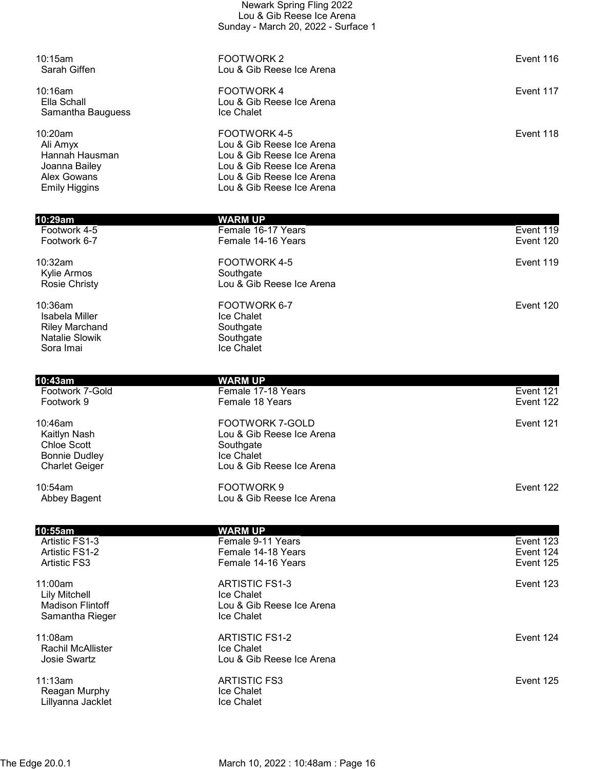Newark Spring Fling 2022
Lou & Gib Reese Ice Arena
Sunday - March 20, 2022 - Surface 1

| Time / Skater | Event / Club | Event # |
|---|---|---|
| 10:15am | FOOTWORK 2 | Event 116 |
| Sarah Giffen | Lou & Gib Reese Ice Arena | |
| | | |
| 10:16am | FOOTWORK 4 | Event 117 |
| Ella Schall | Lou & Gib Reese Ice Arena | |
| Samantha Bauguess | Ice Chalet | |
| | | |
| 10:20am | FOOTWORK 4-5 | Event 118 |
| Ali Amyx | Lou & Gib Reese Ice Arena | |
| Hannah Hausman | Lou & Gib Reese Ice Arena | |
| Joanna Bailey | Lou & Gib Reese Ice Arena | |
| Alex Gowans | Lou & Gib Reese Ice Arena | |
| Emily Higgins | Lou & Gib Reese Ice Arena | |
| | | |
| **10:29am** | **WARM UP** | |
| Footwork 4-5 | Female 16-17 Years | Event 119 |
| Footwork 6-7 | Female 14-16 Years | Event 120 |
| | | |
| 10:32am | FOOTWORK 4-5 | Event 119 |
| Kylie Armos | Southgate | |
| Rosie Christy | Lou & Gib Reese Ice Arena | |
| | | |
| 10:36am | FOOTWORK 6-7 | Event 120 |
| Isabela Miller | Ice Chalet | |
| Riley Marchand | Southgate | |
| Natalie Slowik | Southgate | |
| Sora Imai | Ice Chalet | |
| | | |
| **10:43am** | **WARM UP** | |
| Footwork 7-Gold | Female 17-18 Years | Event 121 |
| Footwork 9 | Female 18 Years | Event 122 |
| | | |
| 10:46am | FOOTWORK 7-GOLD | Event 121 |
| Kaitlyn Nash | Lou & Gib Reese Ice Arena | |
| Chloe Scott | Southgate | |
| Bonnie Dudley | Ice Chalet | |
| Charlet Geiger | Lou & Gib Reese Ice Arena | |
| | | |
| 10:54am | FOOTWORK 9 | Event 122 |
| Abbey Bagent | Lou & Gib Reese Ice Arena | |
| | | |
| **10:55am** | **WARM UP** | |
| Artistic FS1-3 | Female 9-11 Years | Event 123 |
| Artistic FS1-2 | Female 14-18 Years | Event 124 |
| Artistic FS3 | Female 14-16 Years | Event 125 |
| | | |
| 11:00am | ARTISTIC FS1-3 | Event 123 |
| Lily Mitchell | Ice Chalet | |
| Madison Flintoff | Lou & Gib Reese Ice Arena | |
| Samantha Rieger | Ice Chalet | |
| | | |
| 11:08am | ARTISTIC FS1-2 | Event 124 |
| Rachil McAllister | Ice Chalet | |
| Josie Swartz | Lou & Gib Reese Ice Arena | |
| | | |
| 11:13am | ARTISTIC FS3 | Event 125 |
| Reagan Murphy | Ice Chalet | |
| Lillyanna Jacklet | Ice Chalet | |

The Edge 20.0.1 March 10, 2022 : 10:48am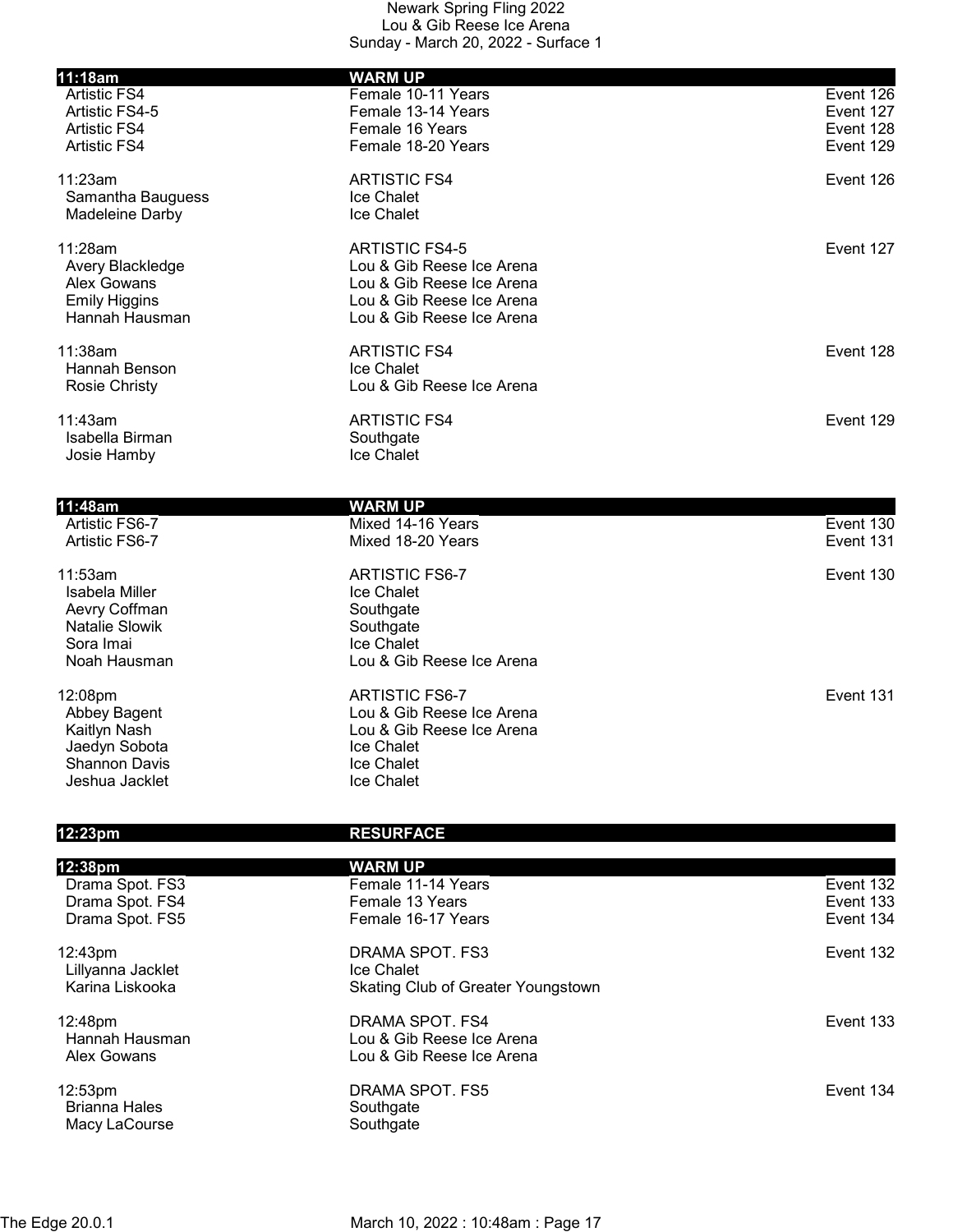Newark Spring Fling 2022
Lou & Gib Reese Ice Arena
Sunday - March 20, 2022 - Surface 1

| | | |
|---|---|---|
| **11:18am** | **WARM UP** | |
| Artistic FS4 | Female 10-11 Years | Event 126 |
| Artistic FS4-5 | Female 13-14 Years | Event 127 |
| Artistic FS4 | Female 16 Years | Event 128 |
| Artistic FS4 | Female 18-20 Years | Event 129 |
| | | |
| 11:23am | ARTISTIC FS4 | Event 126 |
| Samantha Bauguess | Ice Chalet | |
| Madeleine Darby | Ice Chalet | |
| | | |
| 11:28am | ARTISTIC FS4-5 | Event 127 |
| Avery Blackledge | Lou & Gib Reese Ice Arena | |
| Alex Gowans | Lou & Gib Reese Ice Arena | |
| Emily Higgins | Lou & Gib Reese Ice Arena | |
| Hannah Hausman | Lou & Gib Reese Ice Arena | |
| | | |
| 11:38am | ARTISTIC FS4 | Event 128 |
| Hannah Benson | Ice Chalet | |
| Rosie Christy | Lou & Gib Reese Ice Arena | |
| | | |
| 11:43am | ARTISTIC FS4 | Event 129 |
| Isabella Birman | Southgate | |
| Josie Hamby | Ice Chalet | |
| | | |
| **11:48am** | **WARM UP** | |
| Artistic FS6-7 | Mixed 14-16 Years | Event 130 |
| Artistic FS6-7 | Mixed 18-20 Years | Event 131 |
| | | |
| 11:53am | ARTISTIC FS6-7 | Event 130 |
| Isabela Miller | Ice Chalet | |
| Aevry Coffman | Southgate | |
| Natalie Slowik | Southgate | |
| Sora Imai | Ice Chalet | |
| Noah Hausman | Lou & Gib Reese Ice Arena | |
| | | |
| 12:08pm | ARTISTIC FS6-7 | Event 131 |
| Abbey Bagent | Lou & Gib Reese Ice Arena | |
| Kaitlyn Nash | Lou & Gib Reese Ice Arena | |
| Jaedyn Sobota | Ice Chalet | |
| Shannon Davis | Ice Chalet | |
| Jeshua Jacklet | Ice Chalet | |
| | | |
| **12:23pm** | **RESURFACE** | |
| | | |
| **12:38pm** | **WARM UP** | |
| Drama Spot. FS3 | Female 11-14 Years | Event 132 |
| Drama Spot. FS4 | Female 13 Years | Event 133 |
| Drama Spot. FS5 | Female 16-17 Years | Event 134 |
| | | |
| 12:43pm | DRAMA SPOT. FS3 | Event 132 |
| Lillyanna Jacklet | Ice Chalet | |
| Karina Liskooka | Skating Club of Greater Youngstown | |
| | | |
| 12:48pm | DRAMA SPOT. FS4 | Event 133 |
| Hannah Hausman | Lou & Gib Reese Ice Arena | |
| Alex Gowans | Lou & Gib Reese Ice Arena | |
| | | |
| 12:53pm | DRAMA SPOT. FS5 | Event 134 |
| Brianna Hales | Southgate | |
| Macy LaCourse | Southgate | |

The Edge 20.0.1 March 10, 2022 : 10:48am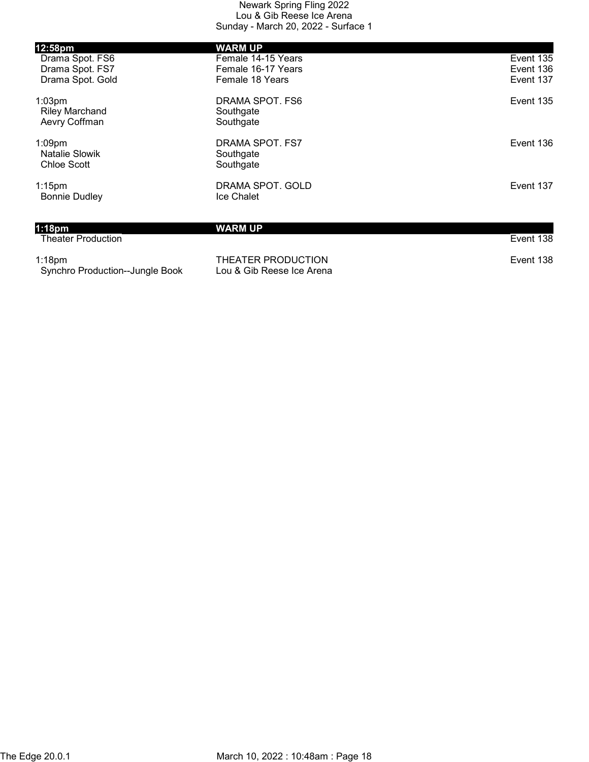Newark Spring Fling 2022
Lou & Gib Reese Ice Arena
Sunday - March 20, 2022 - Surface 1

| | | |
|---|---|---|
| **12:58pm** | **WARM UP** | |
| Drama Spot. FS6 | Female 14-15 Years | Event 135 |
| Drama Spot. FS7 | Female 16-17 Years | Event 136 |
| Drama Spot. Gold | Female 18 Years | Event 137 |
| | | |
| 1:03pm | DRAMA SPOT. FS6 | Event 135 |
| Riley Marchand | Southgate | |
| Aevry Coffman | Southgate | |
| | | |
| 1:09pm | DRAMA SPOT. FS7 | Event 136 |
| Natalie Slowik | Southgate | |
| Chloe Scott | Southgate | |
| | | |
| 1:15pm | DRAMA SPOT. GOLD | Event 137 |
| Bonnie Dudley | Ice Chalet | |

| | | |
|---|---|---|
| **1:18pm** | **WARM UP** | |
| Theater Production | | Event 138 |
| | | |
| 1:18pm | THEATER PRODUCTION | Event 138 |
| Synchro Production--Jungle Book | Lou & Gib Reese Ice Arena | |

The Edge 20.0.1 March 10, 2022 : 10:48am